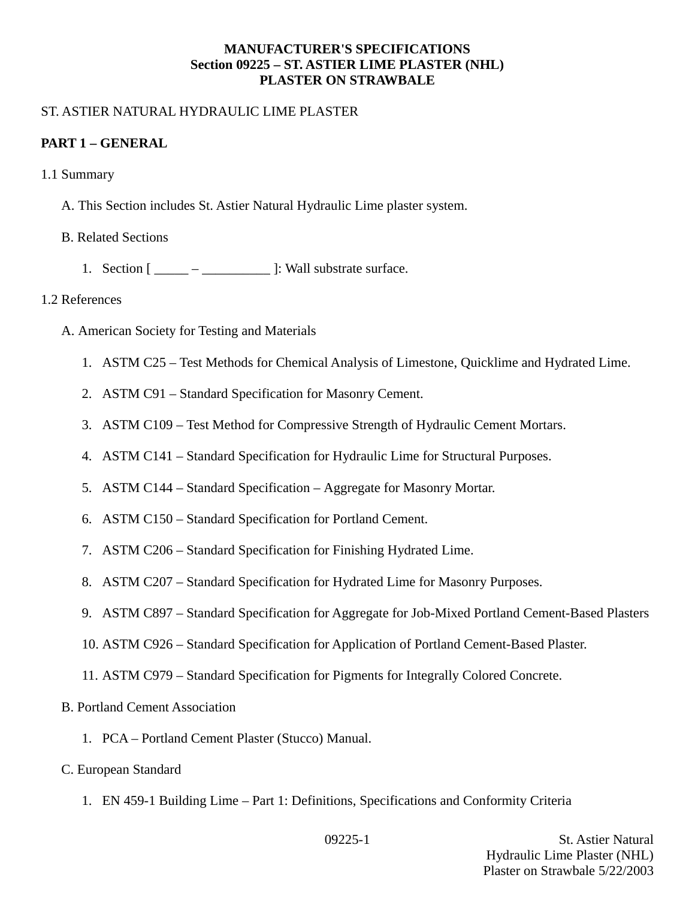**MANUFACTURER'S SPECIFICATIONS**
**Section 09225 – ST. ASTIER LIME PLASTER (NHL)**
**PLASTER ON STRAWBALE**

ST. ASTIER NATURAL HYDRAULIC LIME PLASTER

## PART 1 – GENERAL

1.1 Summary

A. This Section includes St. Astier Natural Hydraulic Lime plaster system.

B. Related Sections

1. Section [ _____ – __________ ]: Wall substrate surface.

1.2 References

A. American Society for Testing and Materials

1. ASTM C25 – Test Methods for Chemical Analysis of Limestone, Quicklime and Hydrated Lime.
2. ASTM C91 – Standard Specification for Masonry Cement.
3. ASTM C109 – Test Method for Compressive Strength of Hydraulic Cement Mortars.
4. ASTM C141 – Standard Specification for Hydraulic Lime for Structural Purposes.
5. ASTM C144 – Standard Specification – Aggregate for Masonry Mortar.
6. ASTM C150 – Standard Specification for Portland Cement.
7. ASTM C206 – Standard Specification for Finishing Hydrated Lime.
8. ASTM C207 – Standard Specification for Hydrated Lime for Masonry Purposes.
9. ASTM C897 – Standard Specification for Aggregate for Job-Mixed Portland Cement-Based Plasters
10. ASTM C926 – Standard Specification for Application of Portland Cement-Based Plaster.
11. ASTM C979 – Standard Specification for Pigments for Integrally Colored Concrete.

B. Portland Cement Association

1. PCA – Portland Cement Plaster (Stucco) Manual.

C. European Standard

1. EN 459-1 Building Lime – Part 1: Definitions, Specifications and Conformity Criteria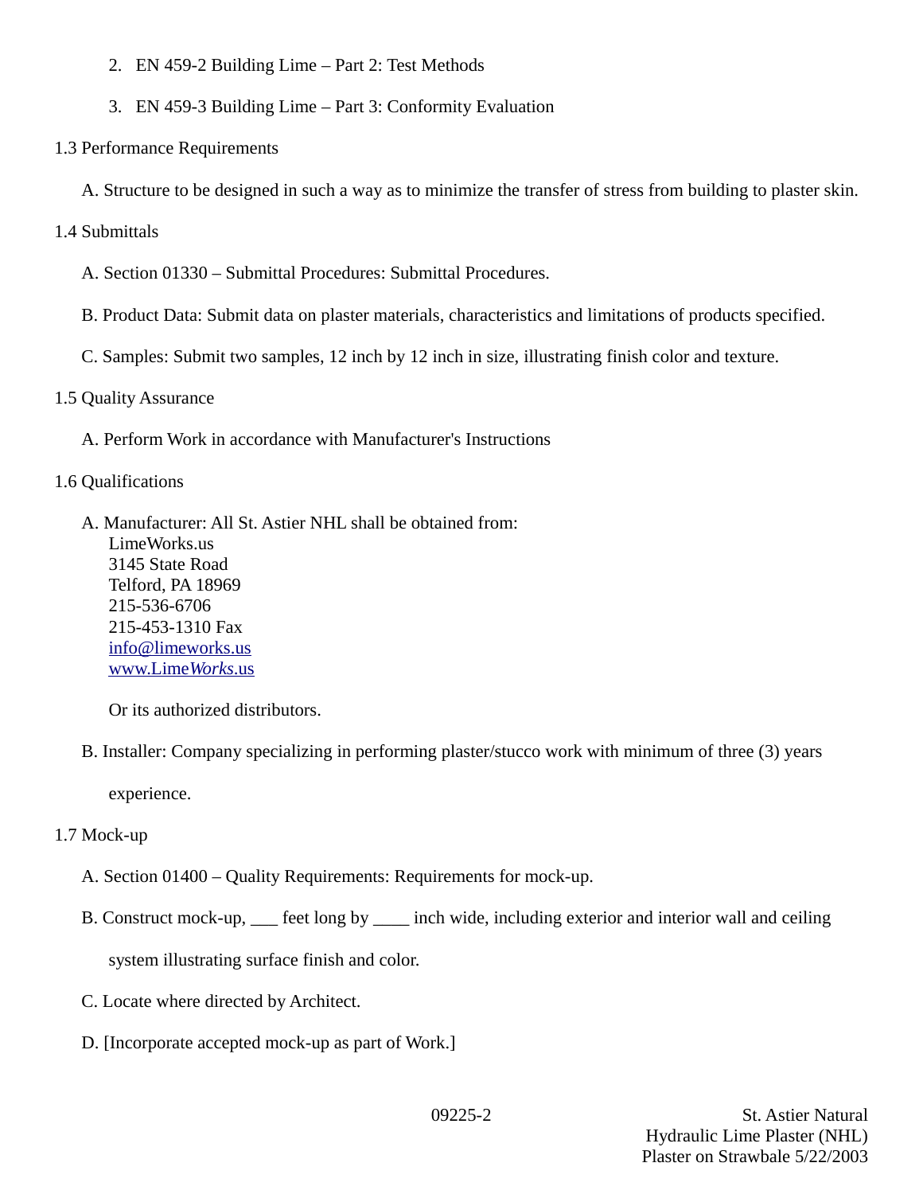2. EN 459-2 Building Lime – Part 2: Test Methods
3. EN 459-3 Building Lime – Part 3: Conformity Evaluation

1.3 Performance Requirements

A. Structure to be designed in such a way as to minimize the transfer of stress from building to plaster skin.

1.4 Submittals

A. Section 01330 – Submittal Procedures: Submittal Procedures.

B. Product Data: Submit data on plaster materials, characteristics and limitations of products specified.

C. Samples: Submit two samples, 12 inch by 12 inch in size, illustrating finish color and texture.

1.5 Quality Assurance

A. Perform Work in accordance with Manufacturer's Instructions

1.6 Qualifications

A. Manufacturer: All St. Astier NHL shall be obtained from:
LimeWorks.us
3145 State Road
Telford, PA 18969
215-536-6706
215-453-1310 Fax
info@limeworks.us
www.Lime*Works*.us

Or its authorized distributors.

B. Installer: Company specializing in performing plaster/stucco work with minimum of three (3) years experience.

1.7 Mock-up

A. Section 01400 – Quality Requirements: Requirements for mock-up.

B. Construct mock-up, ___ feet long by ____ inch wide, including exterior and interior wall and ceiling system illustrating surface finish and color.

C. Locate where directed by Architect.

D. [Incorporate accepted mock-up as part of Work.]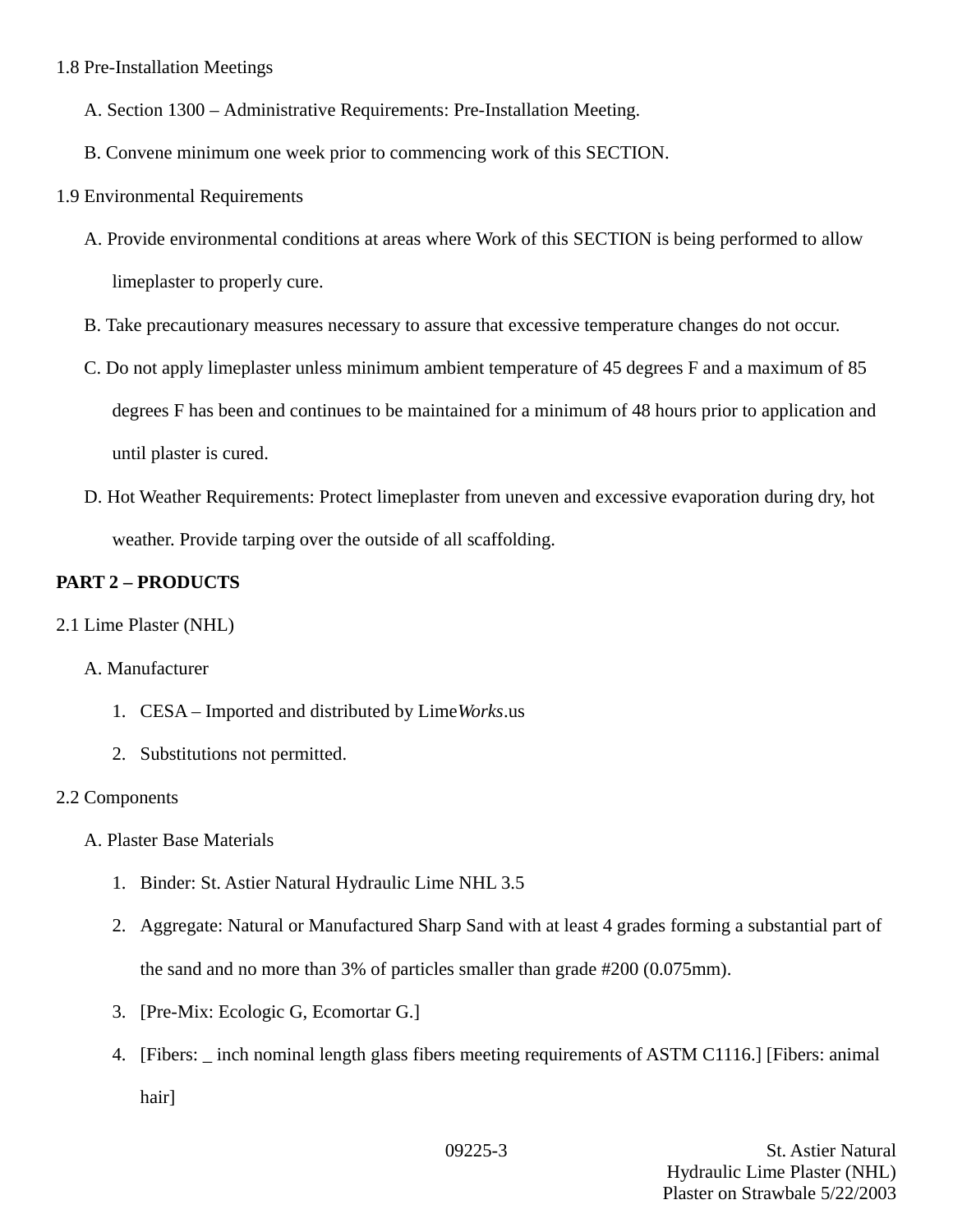1.8 Pre-Installation Meetings

A. Section 1300 – Administrative Requirements: Pre-Installation Meeting.

B. Convene minimum one week prior to commencing work of this SECTION.

1.9 Environmental Requirements

A. Provide environmental conditions at areas where Work of this SECTION is being performed to allow limeplaster to properly cure.

B. Take precautionary measures necessary to assure that excessive temperature changes do not occur.

C. Do not apply limeplaster unless minimum ambient temperature of 45 degrees F and a maximum of 85 degrees F has been and continues to be maintained for a minimum of 48 hours prior to application and until plaster is cured.

D. Hot Weather Requirements: Protect limeplaster from uneven and excessive evaporation during dry, hot weather. Provide tarping over the outside of all scaffolding.

**PART 2 – PRODUCTS**

2.1 Lime Plaster (NHL)

A. Manufacturer

1. CESA – Imported and distributed by Lime*Works*.us
2. Substitutions not permitted.

2.2 Components

A. Plaster Base Materials

1. Binder: St. Astier Natural Hydraulic Lime NHL 3.5
2. Aggregate: Natural or Manufactured Sharp Sand with at least 4 grades forming a substantial part of the sand and no more than 3% of particles smaller than grade #200 (0.075mm).
3. [Pre-Mix: Ecologic G, Ecomortar G.]
4. [Fibers: _ inch nominal length glass fibers meeting requirements of ASTM C1116.] [Fibers: animal hair]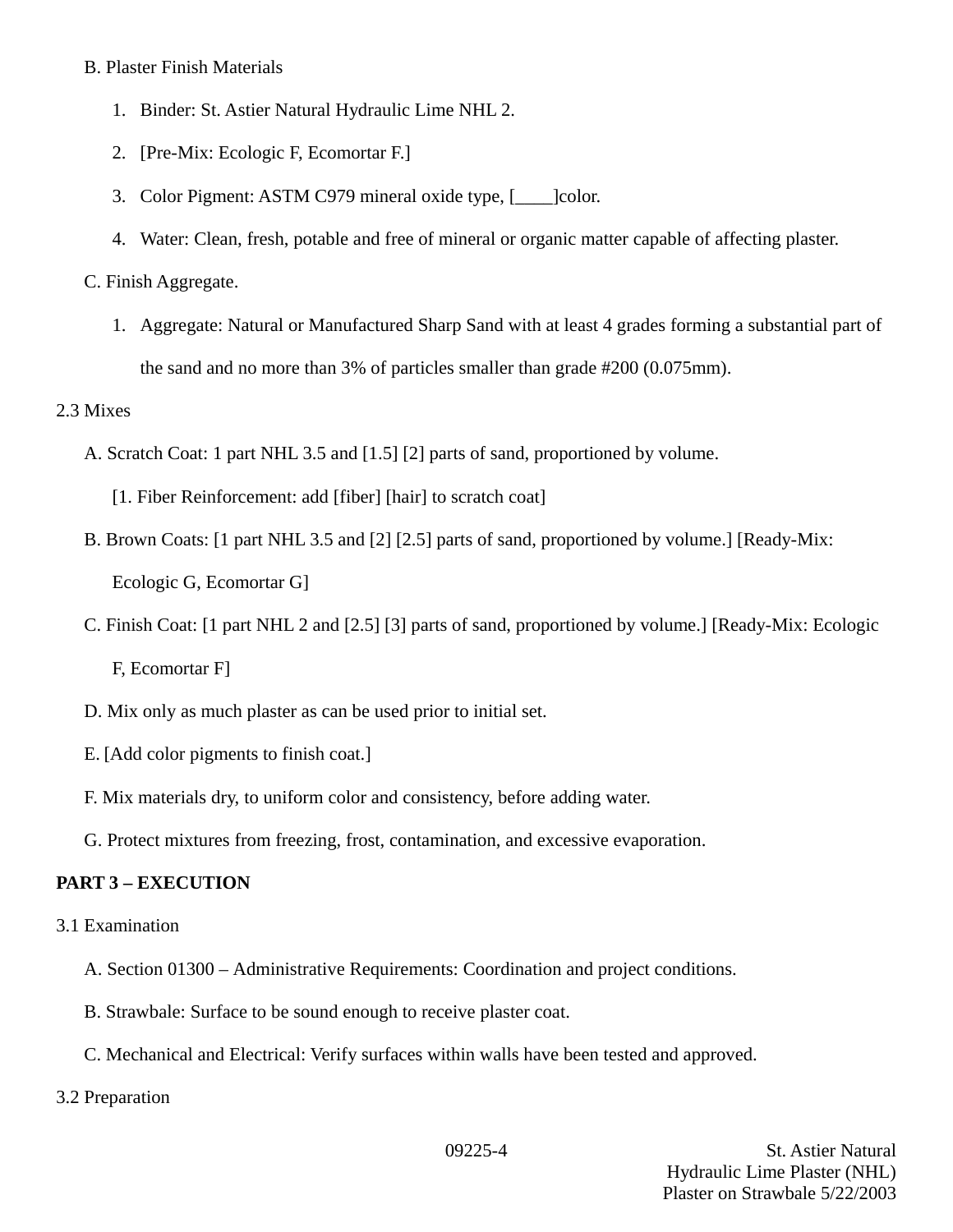B. Plaster Finish Materials

1. Binder: St. Astier Natural Hydraulic Lime NHL 2.
2. [Pre-Mix: Ecologic F, Ecomortar F.]
3. Color Pigment: ASTM C979 mineral oxide type, [____]color.
4. Water: Clean, fresh, potable and free of mineral or organic matter capable of affecting plaster.

C. Finish Aggregate.

1. Aggregate: Natural or Manufactured Sharp Sand with at least 4 grades forming a substantial part of the sand and no more than 3% of particles smaller than grade #200 (0.075mm).

2.3 Mixes

A. Scratch Coat: 1 part NHL 3.5 and [1.5] [2] parts of sand, proportioned by volume.

[1. Fiber Reinforcement: add [fiber] [hair] to scratch coat]

B. Brown Coats: [1 part NHL 3.5 and [2] [2.5] parts of sand, proportioned by volume.] [Ready-Mix: Ecologic G, Ecomortar G]

C. Finish Coat: [1 part NHL 2 and [2.5] [3] parts of sand, proportioned by volume.] [Ready-Mix: Ecologic F, Ecomortar F]

D. Mix only as much plaster as can be used prior to initial set.

E. [Add color pigments to finish coat.]

F. Mix materials dry, to uniform color and consistency, before adding water.

G. Protect mixtures from freezing, frost, contamination, and excessive evaporation.

**PART 3 – EXECUTION**

3.1 Examination

A. Section 01300 – Administrative Requirements: Coordination and project conditions.

B. Strawbale: Surface to be sound enough to receive plaster coat.

C. Mechanical and Electrical: Verify surfaces within walls have been tested and approved.

3.2 Preparation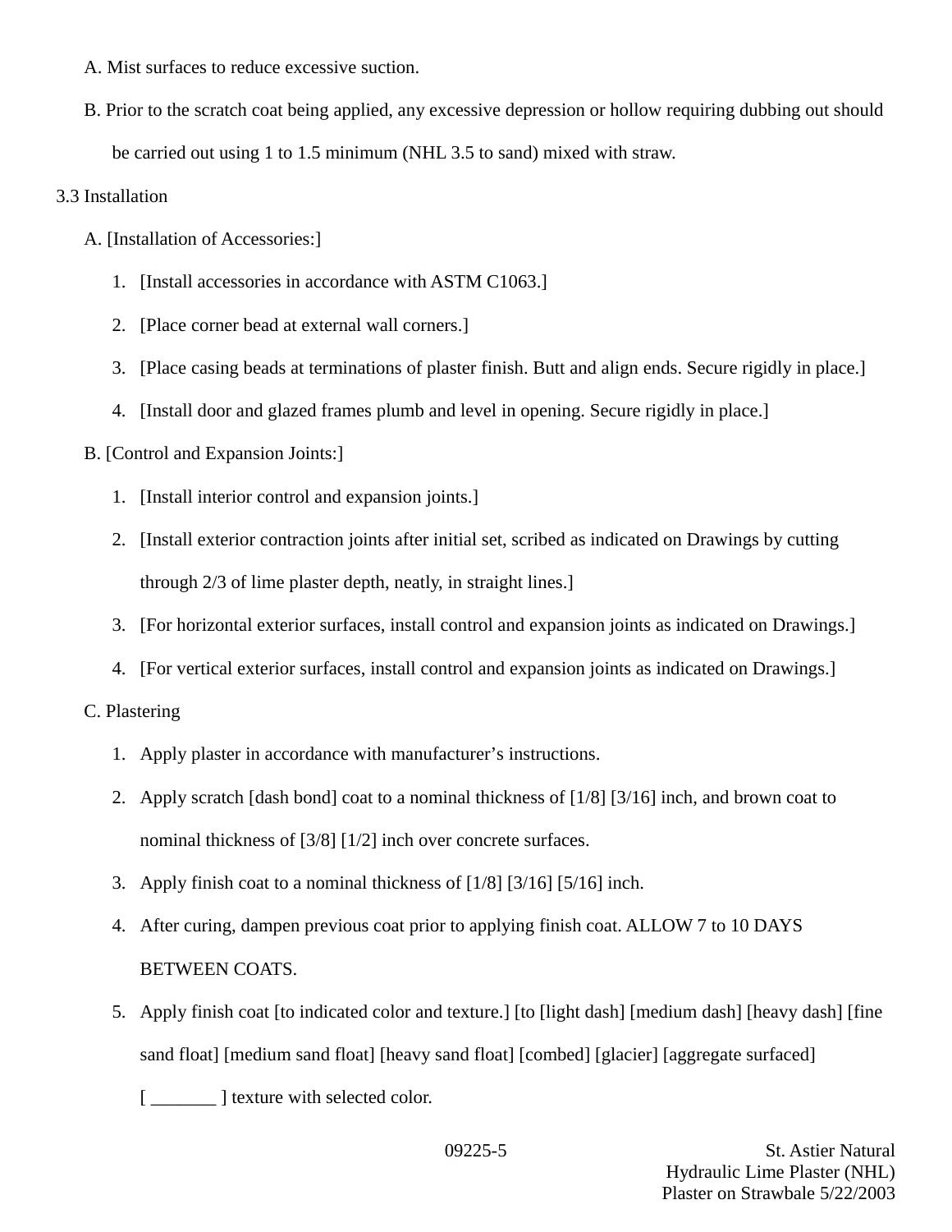A. Mist surfaces to reduce excessive suction.

B. Prior to the scratch coat being applied, any excessive depression or hollow requiring dubbing out should be carried out using 1 to 1.5 minimum (NHL 3.5 to sand) mixed with straw.

3.3 Installation

A. [Installation of Accessories:]

1. [Install accessories in accordance with ASTM C1063.]
2. [Place corner bead at external wall corners.]
3. [Place casing beads at terminations of plaster finish. Butt and align ends. Secure rigidly in place.]
4. [Install door and glazed frames plumb and level in opening. Secure rigidly in place.]

B. [Control and Expansion Joints:]

1. [Install interior control and expansion joints.]
2. [Install exterior contraction joints after initial set, scribed as indicated on Drawings by cutting through 2/3 of lime plaster depth, neatly, in straight lines.]
3. [For horizontal exterior surfaces, install control and expansion joints as indicated on Drawings.]
4. [For vertical exterior surfaces, install control and expansion joints as indicated on Drawings.]

C. Plastering

1. Apply plaster in accordance with manufacturer's instructions.
2. Apply scratch [dash bond] coat to a nominal thickness of [1/8] [3/16] inch, and brown coat to nominal thickness of [3/8] [1/2] inch over concrete surfaces.
3. Apply finish coat to a nominal thickness of [1/8] [3/16] [5/16] inch.
4. After curing, dampen previous coat prior to applying finish coat. ALLOW 7 to 10 DAYS BETWEEN COATS.
5. Apply finish coat [to indicated color and texture.] [to [light dash] [medium dash] [heavy dash] [fine sand float] [medium sand float] [heavy sand float] [combed] [glacier] [aggregate surfaced] [ _______ ] texture with selected color.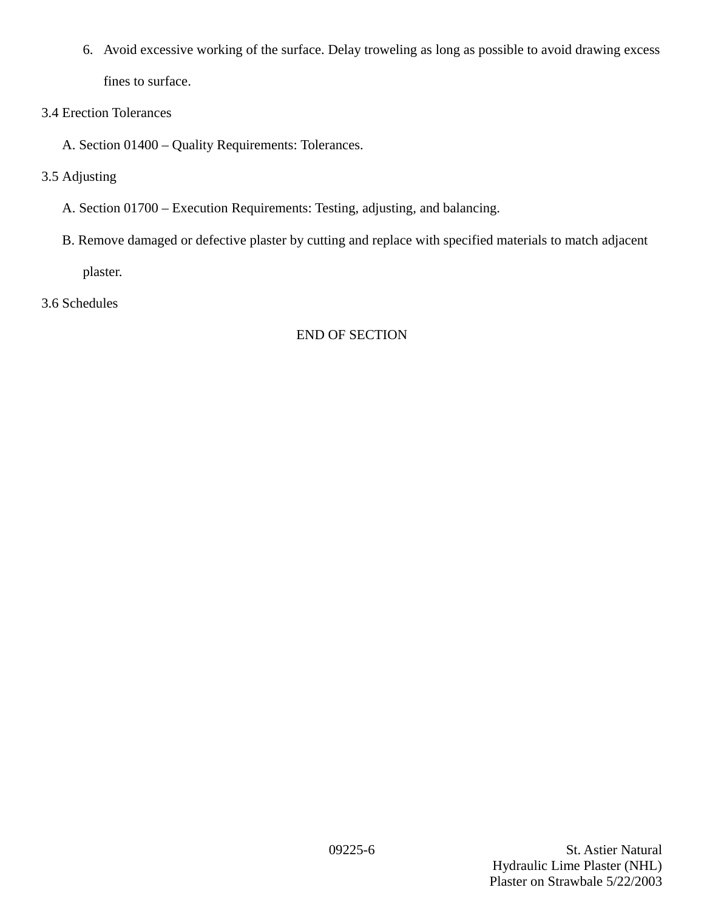6. Avoid excessive working of the surface. Delay troweling as long as possible to avoid drawing excess fines to surface.

3.4 Erection Tolerances

A. Section 01400 – Quality Requirements: Tolerances.

3.5 Adjusting

A. Section 01700 – Execution Requirements: Testing, adjusting, and balancing.

B. Remove damaged or defective plaster by cutting and replace with specified materials to match adjacent plaster.

3.6 Schedules

END OF SECTION